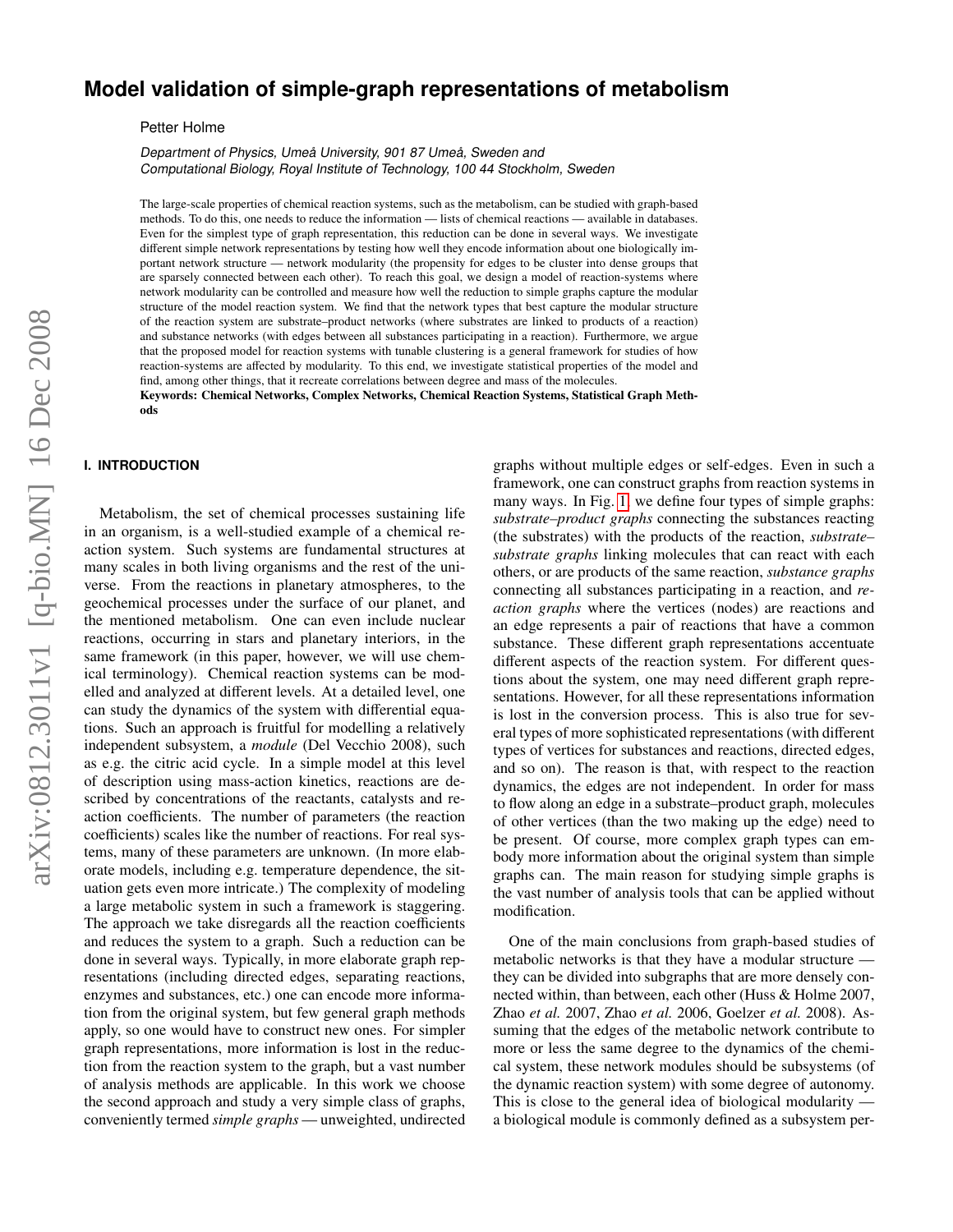# Model validation of simple-graph representations of metabolism

Petter Holme

*Department of Physics, Umeå University, 901 87 Umeå, Sweden and*
*Computational Biology, Royal Institute of Technology, 100 44 Stockholm, Sweden*

The large-scale properties of chemical reaction systems, such as the metabolism, can be studied with graph-based methods. To do this, one needs to reduce the information — lists of chemical reactions — available in databases. Even for the simplest type of graph representation, this reduction can be done in several ways. We investigate different simple network representations by testing how well they encode information about one biologically important network structure — network modularity (the propensity for edges to be cluster into dense groups that are sparsely connected between each other). To reach this goal, we design a model of reaction-systems where network modularity can be controlled and measure how well the reduction to simple graphs capture the modular structure of the model reaction system. We find that the network types that best capture the modular structure of the reaction system are substrate–product networks (where substrates are linked to products of a reaction) and substance networks (with edges between all substances participating in a reaction). Furthermore, we argue that the proposed model for reaction systems with tunable clustering is a general framework for studies of how reaction-systems are affected by modularity. To this end, we investigate statistical properties of the model and find, among other things, that it recreate correlations between degree and mass of the molecules.

**Keywords: Chemical Networks, Complex Networks, Chemical Reaction Systems, Statistical Graph Methods**

## I. INTRODUCTION

Metabolism, the set of chemical processes sustaining life in an organism, is a well-studied example of a chemical reaction system. Such systems are fundamental structures at many scales in both living organisms and the rest of the universe. From the reactions in planetary atmospheres, to the geochemical processes under the surface of our planet, and the mentioned metabolism. One can even include nuclear reactions, occurring in stars and planetary interiors, in the same framework (in this paper, however, we will use chemical terminology). Chemical reaction systems can be modelled and analyzed at different levels. At a detailed level, one can study the dynamics of the system with differential equations. Such an approach is fruitful for modelling a relatively independent subsystem, a *module* (Del Vecchio 2008), such as e.g. the citric acid cycle. In a simple model at this level of description using mass-action kinetics, reactions are described by concentrations of the reactants, catalysts and reaction coefficients. The number of parameters (the reaction coefficients) scales like the number of reactions. For real systems, many of these parameters are unknown. (In more elaborate models, including e.g. temperature dependence, the situation gets even more intricate.) The complexity of modeling a large metabolic system in such a framework is staggering. The approach we take disregards all the reaction coefficients and reduces the system to a graph. Such a reduction can be done in several ways. Typically, in more elaborate graph representations (including directed edges, separating reactions, enzymes and substances, etc.) one can encode more information from the original system, but few general graph methods apply, so one would have to construct new ones. For simpler graph representations, more information is lost in the reduction from the reaction system to the graph, but a vast number of analysis methods are applicable. In this work we choose the second approach and study a very simple class of graphs, conveniently termed *simple graphs* — unweighted, undirected graphs without multiple edges or self-edges. Even in such a framework, one can construct graphs from reaction systems in many ways. In Fig. 1, we define four types of simple graphs: *substrate–product graphs* connecting the substances reacting (the substrates) with the products of the reaction, *substrate–substrate graphs* linking molecules that can react with each others, or are products of the same reaction, *substance graphs* connecting all substances participating in a reaction, and *reaction graphs* where the vertices (nodes) are reactions and an edge represents a pair of reactions that have a common substance. These different graph representations accentuate different aspects of the reaction system. For different questions about the system, one may need different graph representations. However, for all these representations information is lost in the conversion process. This is also true for several types of more sophisticated representations (with different types of vertices for substances and reactions, directed edges, and so on). The reason is that, with respect to the reaction dynamics, the edges are not independent. In order for mass to flow along an edge in a substrate–product graph, molecules of other vertices (than the two making up the edge) need to be present. Of course, more complex graph types can embody more information about the original system than simple graphs can. The main reason for studying simple graphs is the vast number of analysis tools that can be applied without modification.

One of the main conclusions from graph-based studies of metabolic networks is that they have a modular structure — they can be divided into subgraphs that are more densely connected within, than between, each other (Huss & Holme 2007, Zhao *et al.* 2007, Zhao *et al.* 2006, Goelzer *et al.* 2008). Assuming that the edges of the metabolic network contribute to more or less the same degree to the dynamics of the chemical system, these network modules should be subsystems (of the dynamic reaction system) with some degree of autonomy. This is close to the general idea of biological modularity — a biological module is commonly defined as a subsystem per-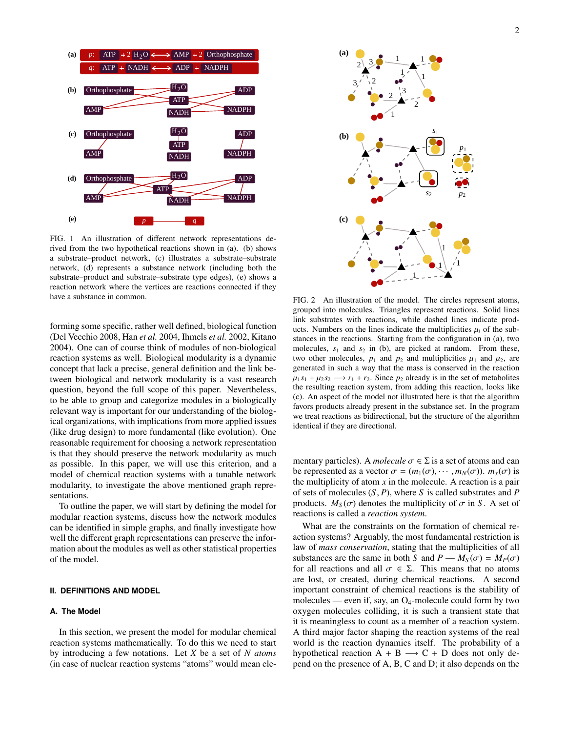FIG. 1 An illustration of different network representations derived from the two hypothetical reactions shown in (a). (b) shows a substrate–product network, (c) illustrates a substrate–substrate network, (d) represents a substance network (including both the substrate–product and substrate–substrate type edges), (e) shows a reaction network where the vertices are reactions connected if they have a substance in common.

forming some specific, rather well defined, biological function (Del Vecchio 2008, Han *et al.* 2004, Ihmels *et al.* 2002, Kitano 2004). One can of course think of modules of non-biological reaction systems as well. Biological modularity is a dynamic concept that lack a precise, general definition and the link between biological and network modularity is a vast research question, beyond the full scope of this paper. Nevertheless, to be able to group and categorize modules in a biologically relevant way is important for our understanding of the biological organizations, with implications from more applied issues (like drug design) to more fundamental (like evolution). One reasonable requirement for choosing a network representation is that they should preserve the network modularity as much as possible. In this paper, we will use this criterion, and a model of chemical reaction systems with a tunable network modularity, to investigate the above mentioned graph representations.

To outline the paper, we will start by defining the model for modular reaction systems, discuss how the network modules can be identified in simple graphs, and finally investigate how well the different graph representations can preserve the information about the modules as well as other statistical properties of the model.

## II. DEFINITIONS AND MODEL

### A. The Model

In this section, we present the model for modular chemical reaction systems mathematically. To do this we need to start by introducing a few notations. Let $X$ be a set of $N$ *atoms* (in case of nuclear reaction systems "atoms" would mean elementary particles). A *molecule* $\sigma \in \Sigma$ is a set of atoms and can be represented as a vector $\sigma = (m_1(\sigma), \cdots, m_N(\sigma))$. $m_x(\sigma)$ is the multiplicity of atom $x$ in the molecule. A reaction is a pair of sets of molecules $(S, P)$, where $S$ is called substrates and $P$ products. $M_S(\sigma)$ denotes the multiplicity of $\sigma$ in $S$. A set of reactions is called a *reaction system*.

FIG. 2 An illustration of the model. The circles represent atoms, grouped into molecules. Triangles represent reactions. Solid lines link substrates with reactions, while dashed lines indicate products. Numbers on the lines indicate the multiplicities $\mu_i$ of the substances in the reactions. Starting from the configuration in (a), two molecules, $s_1$ and $s_2$ in (b), are picked at random. From these, two other molecules, $p_1$ and $p_2$ and multiplicities $\mu_1$ and $\mu_2$, are generated in such a way that the mass is conserved in the reaction $\mu_1 s_1 + \mu_2 s_2 \longrightarrow r_1 + r_2$. Since $p_2$ already is in the set of metabolites the resulting reaction system, from adding this reaction, looks like (c). An aspect of the model not illustrated here is that the algorithm favors products already present in the substance set. In the program we treat reactions as bidirectional, but the structure of the algorithm identical if they are directional.

What are the constraints on the formation of chemical reaction systems? Arguably, the most fundamental restriction is law of *mass conservation*, stating that the multiplicities of all substances are the same in both $S$ and $P$ — $M_S(\sigma) = M_P(\sigma)$ for all reactions and all $\sigma \in \Sigma$. This means that no atoms are lost, or created, during chemical reactions. A second important constraint of chemical reactions is the stability of molecules — even if, say, an $O_4$-molecule could form by two oxygen molecules colliding, it is such a transient state that it is meaningless to count as a member of a reaction system. A third major factor shaping the reaction systems of the real world is the reaction dynamics itself. The probability of a hypothetical reaction A + B $\longrightarrow$ C + D does not only depend on the presence of A, B, C and D; it also depends on the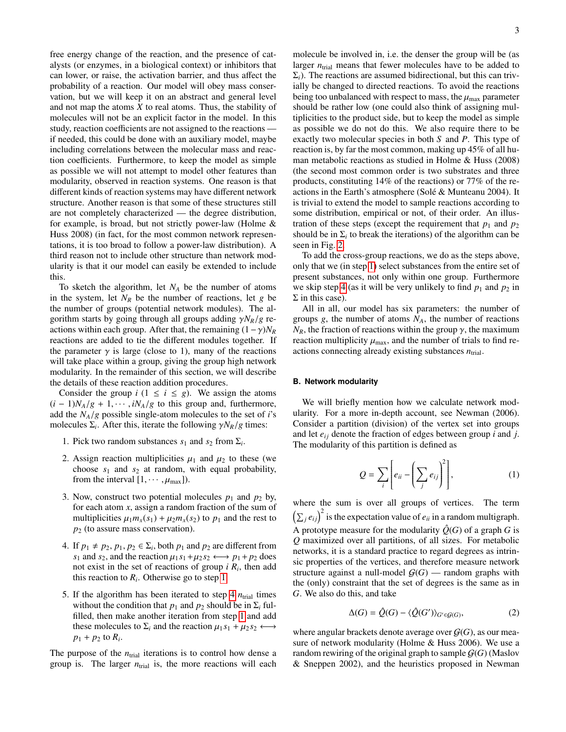free energy change of the reaction, and the presence of catalysts (or enzymes, in a biological context) or inhibitors that can lower, or raise, the activation barrier, and thus affect the probability of a reaction. Our model will obey mass conservation, but we will keep it on an abstract and general level and not map the atoms $X$ to real atoms. Thus, the stability of molecules will not be an explicit factor in the model. In this study, reaction coefficients are not assigned to the reactions — if needed, this could be done with an auxiliary model, maybe including correlations between the molecular mass and reaction coefficients. Furthermore, to keep the model as simple as possible we will not attempt to model other features than modularity, observed in reaction systems. One reason is that different kinds of reaction systems may have different network structure. Another reason is that some of these structures still are not completely characterized — the degree distribution, for example, is broad, but not strictly power-law (Holme & Huss 2008) (in fact, for the most common network representations, it is too broad to follow a power-law distribution). A third reason not to include other structure than network modularity is that it our model can easily be extended to include this.

To sketch the algorithm, let $N_A$ be the number of atoms in the system, let $N_R$ be the number of reactions, let $g$ be the number of groups (potential network modules). The algorithm starts by going through all groups adding $\gamma N_R/g$ reactions within each group. After that, the remaining $(1-\gamma)N_R$ reactions are added to tie the different modules together. If the parameter $\gamma$ is large (close to 1), many of the reactions will take place within a group, giving the group high network modularity. In the remainder of this section, we will describe the details of these reaction addition procedures.

Consider the group $i$ ($1 \leq i \leq g$). We assign the atoms $(i-1)N_A/g + 1, \cdots, iN_A/g$ to this group and, furthermore, add the $N_A/g$ possible single-atom molecules to the set of $i$'s molecules $\Sigma_i$. After this, iterate the following $\gamma N_R/g$ times:

1. Pick two random substances $s_1$ and $s_2$ from $\Sigma_i$.
2. Assign reaction multiplicities $\mu_1$ and $\mu_2$ to these (we choose $s_1$ and $s_2$ at random, with equal probability, from the interval $[1, \cdots, \mu_{\max}]$).
3. Now, construct two potential molecules $p_1$ and $p_2$ by, for each atom $x$, assign a random fraction of the sum of multiplicities $\mu_1 m_x(s_1) + \mu_2 m_x(s_2)$ to $p_1$ and the rest to $p_2$ (to assure mass conservation).
4. If $p_1 \neq p_2$, $p_1, p_2 \in \Sigma_i$, both $p_1$ and $p_2$ are different from $s_1$ and $s_2$, and the reaction $\mu_1 s_1 + \mu_2 s_2 \longleftrightarrow p_1 + p_2$ does not exist in the set of reactions of group $i$ $R_i$, then add this reaction to $R_i$. Otherwise go to step 1.
5. If the algorithm has been iterated to step 4 $n_{\text{trial}}$ times without the condition that $p_1$ and $p_2$ should be in $\Sigma_i$ fulfilled, then make another iteration from step 1 and add these molecules to $\Sigma_i$ and the reaction $\mu_1 s_1 + \mu_2 s_2 \longleftrightarrow p_1 + p_2$ to $R_i$.

The purpose of the $n_{\text{trial}}$ iterations is to control how dense a group is. The larger $n_{\text{trial}}$ is, the more reactions will each molecule be involved in, i.e. the denser the group will be (as larger $n_{\text{trial}}$ means that fewer molecules have to be added to $\Sigma_i$). The reactions are assumed bidirectional, but this can trivially be changed to directed reactions. To avoid the reactions being too unbalanced with respect to mass, the $\mu_{\max}$ parameter should be rather low (one could also think of assigning multiplicities to the product side, but to keep the model as simple as possible we do not do this. We also require there to be exactly two molecular species in both $S$ and $P$. This type of reaction is, by far the most common, making up 45% of all human metabolic reactions as studied in Holme & Huss (2008) (the second most common order is two substrates and three products, constituting 14% of the reactions) or 77% of the reactions in the Earth's atmosphere (Solé & Munteanu 2004). It is trivial to extend the model to sample reactions according to some distribution, empirical or not, of their order. An illustration of these steps (except the requirement that $p_1$ and $p_2$ should be in $\Sigma_i$ to break the iterations) of the algorithm can be seen in Fig. 2.

To add the cross-group reactions, we do as the steps above, only that we (in step 1) select substances from the entire set of present substances, not only within one group. Furthermore we skip step 4 (as it will be very unlikely to find $p_1$ and $p_2$ in $\Sigma$ in this case).

All in all, our model has six parameters: the number of groups $g$, the number of atoms $N_A$, the number of reactions $N_R$, the fraction of reactions within the group $\gamma$, the maximum reaction multiplicity $\mu_{\max}$, and the number of trials to find reactions connecting already existing substances $n_{\text{trial}}$.

### B. Network modularity

We will briefly mention how we calculate network modularity. For a more in-depth account, see Newman (2006). Consider a partition (division) of the vertex set into groups and let $e_{ij}$ denote the fraction of edges between group $i$ and $j$. The modularity of this partition is defined as

$$Q = \sum_i \left[ e_{ii} - \left( \sum_j e_{ij} \right)^2 \right], \tag{1}$$

where the sum is over all groups of vertices. The term $\left(\sum_j e_{ij}\right)^2$ is the expectation value of $e_{ii}$ in a random multigraph. A prototype measure for the modularity $\hat{Q}(G)$ of a graph $G$ is $Q$ maximized over all partitions, of all sizes. For metabolic networks, it is a standard practice to regard degrees as intrinsic properties of the vertices, and therefore measure network structure against a null-model $\mathcal{G}(G)$ — random graphs with the (only) constraint that the set of degrees is the same as in $G$. We also do this, and take

$$\Delta(G) = \hat{Q}(G) - \langle \hat{Q}(G') \rangle_{G' \in \mathcal{G}(G)}, \tag{2}$$

where angular brackets denote average over $\mathcal{G}(G)$, as our measure of network modularity (Holme & Huss 2006). We use a random rewiring of the original graph to sample $\mathcal{G}(G)$ (Maslov & Sneppen 2002), and the heuristics proposed in Newman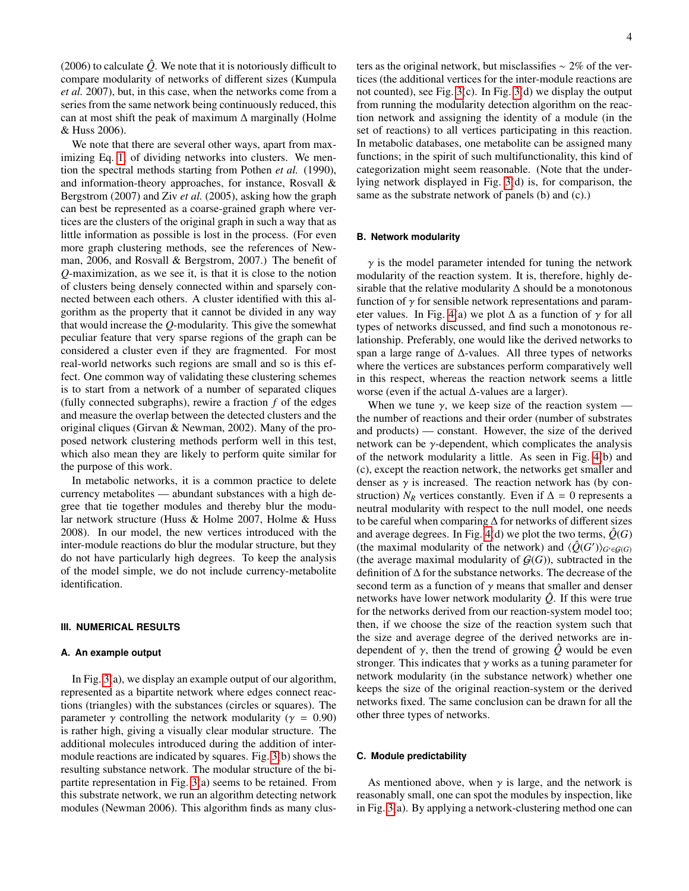(2006) to calculate $\hat{Q}$. We note that it is notoriously difficult to compare modularity of networks of different sizes (Kumpula *et al.* 2007), but, in this case, when the networks come from a series from the same network being continuously reduced, this can at most shift the peak of maximum $\Delta$ marginally (Holme & Huss 2006).

We note that there are several other ways, apart from maximizing Eq. 1, of dividing networks into clusters. We mention the spectral methods starting from Pothen *et al.* (1990), and information-theory approaches, for instance, Rosvall & Bergstrom (2007) and Ziv *et al.* (2005), asking how the graph can best be represented as a coarse-grained graph where vertices are the clusters of the original graph in such a way that as little information as possible is lost in the process. (For even more graph clustering methods, see the references of Newman, 2006, and Rosvall & Bergstrom, 2007.) The benefit of $Q$-maximization, as we see it, is that it is close to the notion of clusters being densely connected within and sparsely connected between each others. A cluster identified with this algorithm as the property that it cannot be divided in any way that would increase the $Q$-modularity. This give the somewhat peculiar feature that very sparse regions of the graph can be considered a cluster even if they are fragmented. For most real-world networks such regions are small and so is this effect. One common way of validating these clustering schemes is to start from a network of a number of separated cliques (fully connected subgraphs), rewire a fraction $f$ of the edges and measure the overlap between the detected clusters and the original cliques (Girvan & Newman, 2002). Many of the proposed network clustering methods perform well in this test, which also mean they are likely to perform quite similar for the purpose of this work.

In metabolic networks, it is a common practice to delete currency metabolites — abundant substances with a high degree that tie together modules and thereby blur the modular network structure (Huss & Holme 2007, Holme & Huss 2008). In our model, the new vertices introduced with the inter-module reactions do blur the modular structure, but they do not have particularly high degrees. To keep the analysis of the model simple, we do not include currency-metabolite identification.

## III. NUMERICAL RESULTS

### A. An example output

In Fig. 3(a), we display an example output of our algorithm, represented as a bipartite network where edges connect reactions (triangles) with the substances (circles or squares). The parameter $\gamma$ controlling the network modularity ($\gamma = 0.90$) is rather high, giving a visually clear modular structure. The additional molecules introduced during the addition of inter-module reactions are indicated by squares. Fig. 3(b) shows the resulting substance network. The modular structure of the bipartite representation in Fig. 3(a) seems to be retained. From this substrate network, we run an algorithm detecting network modules (Newman 2006). This algorithm finds as many clusters as the original network, but misclassifies $\sim 2\%$ of the vertices (the additional vertices for the inter-module reactions are not counted), see Fig. 3(c). In Fig. 3(d) we display the output from running the modularity detection algorithm on the reaction network and assigning the identity of a module (in the set of reactions) to all vertices participating in this reaction. In metabolic databases, one metabolite can be assigned many functions; in the spirit of such multifunctionality, this kind of categorization might seem reasonable. (Note that the underlying network displayed in Fig. 3(d) is, for comparison, the same as the substrate network of panels (b) and (c).)

### B. Network modularity

$\gamma$ is the model parameter intended for tuning the network modularity of the reaction system. It is, therefore, highly desirable that the relative modularity $\Delta$ should be a monotonous function of $\gamma$ for sensible network representations and parameter values. In Fig. 4(a) we plot $\Delta$ as a function of $\gamma$ for all types of networks discussed, and find such a monotonous relationship. Preferably, one would like the derived networks to span a large range of $\Delta$-values. All three types of networks where the vertices are substances perform comparatively well in this respect, whereas the reaction network seems a little worse (even if the actual $\Delta$-values are a larger).

When we tune $\gamma$, we keep size of the reaction system — the number of reactions and their order (number of substrates and products) — constant. However, the size of the derived network can be $\gamma$-dependent, which complicates the analysis of the network modularity a little. As seen in Fig. 4(b) and (c), except the reaction network, the networks get smaller and denser as $\gamma$ is increased. The reaction network has (by construction) $N_R$ vertices constantly. Even if $\Delta = 0$ represents a neutral modularity with respect to the null model, one needs to be careful when comparing $\Delta$ for networks of different sizes and average degrees. In Fig. 4(d) we plot the two terms, $\hat{Q}(G)$ (the maximal modularity of the network) and $\langle \hat{Q}(G') \rangle_{G' \in \mathcal{G}(G)}$ (the average maximal modularity of $\mathcal{G}(G)$), subtracted in the definition of $\Delta$ for the substance networks. The decrease of the second term as a function of $\gamma$ means that smaller and denser networks have lower network modularity $\hat{Q}$. If this were true for the networks derived from our reaction-system model too; then, if we choose the size of the reaction system such that the size and average degree of the derived networks are independent of $\gamma$, then the trend of growing $\hat{Q}$ would be even stronger. This indicates that $\gamma$ works as a tuning parameter for network modularity (in the substance network) whether one keeps the size of the original reaction-system or the derived networks fixed. The same conclusion can be drawn for all the other three types of networks.

### C. Module predictability

As mentioned above, when $\gamma$ is large, and the network is reasonably small, one can spot the modules by inspection, like in Fig. 3(a). By applying a network-clustering method one can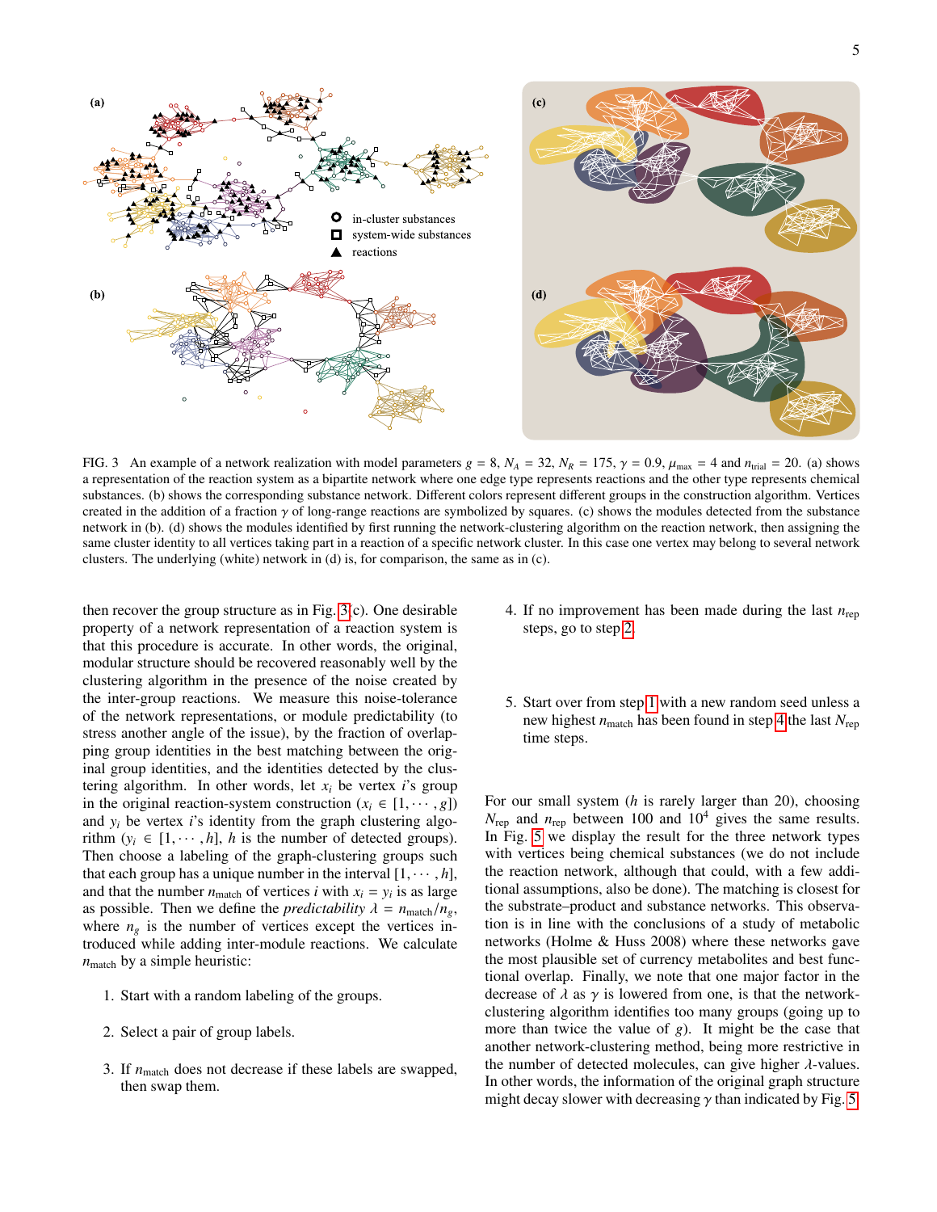FIG. 3 An example of a network realization with model parameters $g = 8$, $N_A = 32$, $N_R = 175$, $\gamma = 0.9$, $\mu_{\max} = 4$ and $n_{\text{trial}} = 20$. (a) shows a representation of the reaction system as a bipartite network where one edge type represents reactions and the other type represents chemical substances. (b) shows the corresponding substance network. Different colors represent different groups in the construction algorithm. Vertices created in the addition of a fraction $\gamma$ of long-range reactions are symbolized by squares. (c) shows the modules detected from the substance network in (b). (d) shows the modules identified by first running the network-clustering algorithm on the reaction network, then assigning the same cluster identity to all vertices taking part in a reaction of a specific network cluster. In this case one vertex may belong to several network clusters. The underlying (white) network in (d) is, for comparison, the same as in (c).

then recover the group structure as in Fig. 3(c). One desirable property of a network representation of a reaction system is that this procedure is accurate. In other words, the original, modular structure should be recovered reasonably well by the clustering algorithm in the presence of the noise created by the inter-group reactions. We measure this noise-tolerance of the network representations, or module predictability (to stress another angle of the issue), by the fraction of overlapping group identities in the best matching between the original group identities, and the identities detected by the clustering algorithm. In other words, let $x_i$ be vertex $i$'s group in the original reaction-system construction ($x_i \in [1, \cdots, g]$) and $y_i$ be vertex $i$'s identity from the graph clustering algorithm ($y_i \in [1, \cdots, h]$, $h$ is the number of detected groups). Then choose a labeling of the graph-clustering groups such that each group has a unique number in the interval $[1, \cdots, h]$, and that the number $n_{\text{match}}$ of vertices $i$ with $x_i = y_i$ is as large as possible. Then we define the *predictability* $\lambda = n_{\text{match}}/n_g$, where $n_g$ is the number of vertices except the vertices introduced while adding inter-module reactions. We calculate $n_{\text{match}}$ by a simple heuristic:

1. Start with a random labeling of the groups.
2. Select a pair of group labels.
3. If $n_{\text{match}}$ does not decrease if these labels are swapped, then swap them.
4. If no improvement has been made during the last $n_{\text{rep}}$ steps, go to step 2.
5. Start over from step 1 with a new random seed unless a new highest $n_{\text{match}}$ has been found in step 4 the last $N_{\text{rep}}$ time steps.

For our small system ($h$ is rarely larger than 20), choosing $N_{\text{rep}}$ and $n_{\text{rep}}$ between 100 and $10^4$ gives the same results. In Fig. 5 we display the result for the three network types with vertices being chemical substances (we do not include the reaction network, although that could, with a few additional assumptions, also be done). The matching is closest for the substrate–product and substance networks. This observation is in line with the conclusions of a study of metabolic networks (Holme & Huss 2008) where these networks gave the most plausible set of currency metabolites and best functional overlap. Finally, we note that one major factor in the decrease of $\lambda$ as $\gamma$ is lowered from one, is that the network-clustering algorithm identifies too many groups (going up to more than twice the value of $g$). It might be the case that another network-clustering method, being more restrictive in the number of detected molecules, can give higher $\lambda$-values. In other words, the information of the original graph structure might decay slower with decreasing $\gamma$ than indicated by Fig. 5.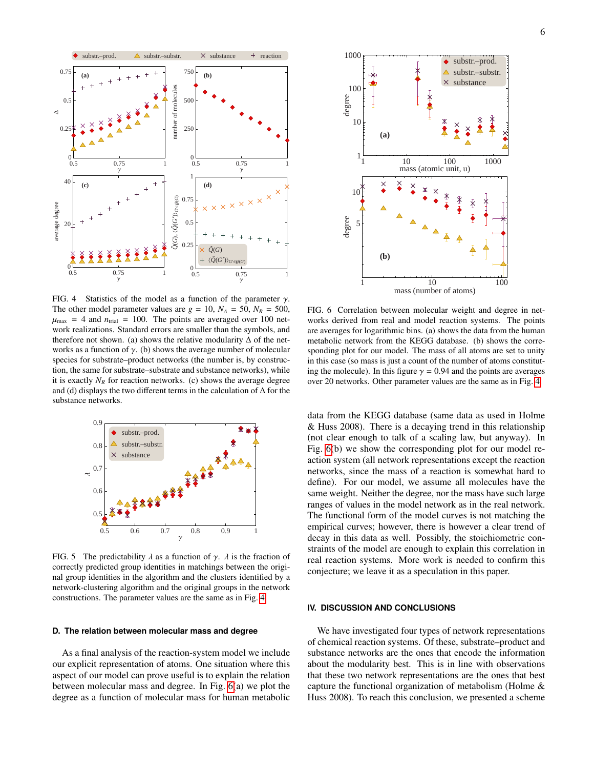FIG. 4 Statistics of the model as a function of the parameter $\gamma$. The other model parameter values are $g = 10$, $N_A = 50$, $N_R = 500$, $\mu_{\max} = 4$ and $n_{\text{trial}} = 100$. The points are averaged over 100 network realizations. Standard errors are smaller than the symbols, and therefore not shown. (a) shows the relative modularity $\Delta$ of the networks as a function of $\gamma$. (b) shows the average number of molecular species for substrate–product networks (the number is, by construction, the same for substrate–substrate and substance networks), while it is exactly $N_R$ for reaction networks. (c) shows the average degree and (d) displays the two different terms in the calculation of $\Delta$ for the substance networks.

FIG. 5 The predictability $\lambda$ as a function of $\gamma$. $\lambda$ is the fraction of correctly predicted group identities in matchings between the original group identities in the algorithm and the clusters identified by a network-clustering algorithm and the original groups in the network constructions. The parameter values are the same as in Fig. 4.

### D. The relation between molecular mass and degree

As a final analysis of the reaction-system model we include our explicit representation of atoms. One situation where this aspect of our model can prove useful is to explain the relation between molecular mass and degree. In Fig. 6(a) we plot the degree as a function of molecular mass for human metabolic data from the KEGG database (same data as used in Holme & Huss 2008). There is a decaying trend in this relationship (not clear enough to talk of a scaling law, but anyway). In Fig. 6(b) we show the corresponding plot for our model reaction system (all network representations except the reaction networks, since the mass of a reaction is somewhat hard to define). For our model, we assume all molecules have the same weight. Neither the degree, nor the mass have such large ranges of values in the model network as in the real network. The functional form of the model curves is not matching the empirical curves; however, there is however a clear trend of decay in this data as well. Possibly, the stoichiometric constraints of the model are enough to explain this correlation in real reaction systems. More work is needed to confirm this conjecture; we leave it as a speculation in this paper.

FIG. 6 Correlation between molecular weight and degree in networks derived from real and model reaction systems. The points are averages for logarithmic bins. (a) shows the data from the human metabolic network from the KEGG database. (b) shows the corresponding plot for our model. The mass of all atoms are set to unity in this case (so mass is just a count of the number of atoms constituting the molecule). In this figure $\gamma = 0.94$ and the points are averages over 20 networks. Other parameter values are the same as in Fig. 4.

## IV. DISCUSSION AND CONCLUSIONS

We have investigated four types of network representations of chemical reaction systems. Of these, substrate–product and substance networks are the ones that encode the information about the modularity best. This is in line with observations that these two network representations are the ones that best capture the functional organization of metabolism (Holme & Huss 2008). To reach this conclusion, we presented a scheme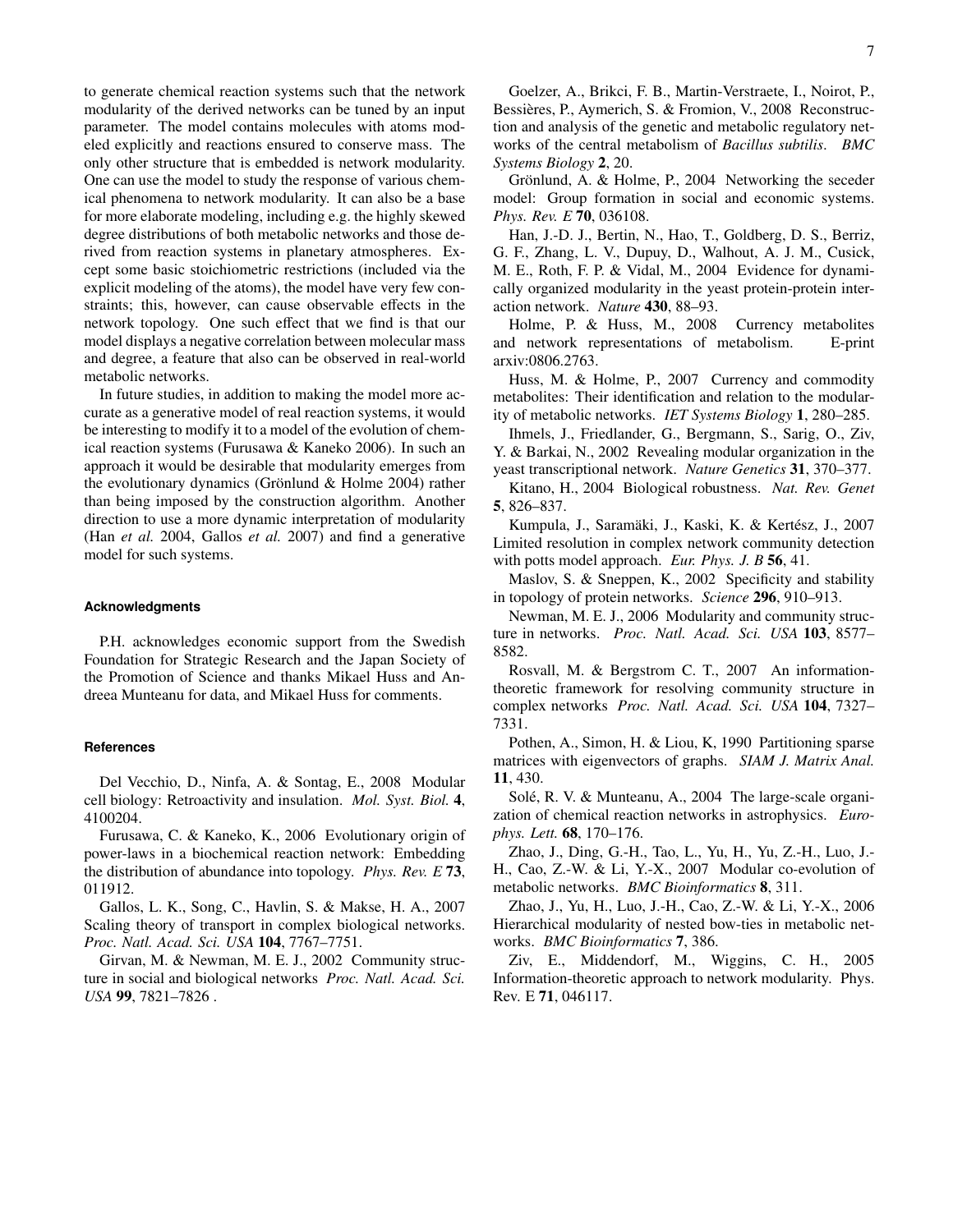to generate chemical reaction systems such that the network modularity of the derived networks can be tuned by an input parameter. The model contains molecules with atoms modeled explicitly and reactions ensured to conserve mass. The only other structure that is embedded is network modularity. One can use the model to study the response of various chemical phenomena to network modularity. It can also be a base for more elaborate modeling, including e.g. the highly skewed degree distributions of both metabolic networks and those derived from reaction systems in planetary atmospheres. Except some basic stoichiometric restrictions (included via the explicit modeling of the atoms), the model have very few constraints; this, however, can cause observable effects in the network topology. One such effect that we find is that our model displays a negative correlation between molecular mass and degree, a feature that also can be observed in real-world metabolic networks.

In future studies, in addition to making the model more accurate as a generative model of real reaction systems, it would be interesting to modify it to a model of the evolution of chemical reaction systems (Furusawa & Kaneko 2006). In such an approach it would be desirable that modularity emerges from the evolutionary dynamics (Grönlund & Holme 2004) rather than being imposed by the construction algorithm. Another direction to use a more dynamic interpretation of modularity (Han *et al.* 2004, Gallos *et al.* 2007) and find a generative model for such systems.

### Acknowledgments

P.H. acknowledges economic support from the Swedish Foundation for Strategic Research and the Japan Society of the Promotion of Science and thanks Mikael Huss and Andreea Munteanu for data, and Mikael Huss for comments.

### References

Del Vecchio, D., Ninfa, A. & Sontag, E., 2008 Modular cell biology: Retroactivity and insulation. *Mol. Syst. Biol.* **4**, 4100204.

Furusawa, C. & Kaneko, K., 2006 Evolutionary origin of power-laws in a biochemical reaction network: Embedding the distribution of abundance into topology. *Phys. Rev. E* **73**, 011912.

Gallos, L. K., Song, C., Havlin, S. & Makse, H. A., 2007 Scaling theory of transport in complex biological networks. *Proc. Natl. Acad. Sci. USA* **104**, 7767–7751.

Girvan, M. & Newman, M. E. J., 2002 Community structure in social and biological networks *Proc. Natl. Acad. Sci. USA* **99**, 7821–7826 .

Goelzer, A., Brikci, F. B., Martin-Verstraete, I., Noirot, P., Bessières, P., Aymerich, S. & Fromion, V., 2008 Reconstruction and analysis of the genetic and metabolic regulatory networks of the central metabolism of *Bacillus subtilis*. *BMC Systems Biology* **2**, 20.

Grönlund, A. & Holme, P., 2004 Networking the seceder model: Group formation in social and economic systems. *Phys. Rev. E* **70**, 036108.

Han, J.-D. J., Bertin, N., Hao, T., Goldberg, D. S., Berriz, G. F., Zhang, L. V., Dupuy, D., Walhout, A. J. M., Cusick, M. E., Roth, F. P. & Vidal, M., 2004 Evidence for dynamically organized modularity in the yeast protein-protein interaction network. *Nature* **430**, 88–93.

Holme, P. & Huss, M., 2008 Currency metabolites and network representations of metabolism. E-print arxiv:0806.2763.

Huss, M. & Holme, P., 2007 Currency and commodity metabolites: Their identification and relation to the modularity of metabolic networks. *IET Systems Biology* **1**, 280–285.

Ihmels, J., Friedlander, G., Bergmann, S., Sarig, O., Ziv, Y. & Barkai, N., 2002 Revealing modular organization in the yeast transcriptional network. *Nature Genetics* **31**, 370–377.

Kitano, H., 2004 Biological robustness. *Nat. Rev. Genet* **5**, 826–837.

Kumpula, J., Saramäki, J., Kaski, K. & Kertész, J., 2007 Limited resolution in complex network community detection with potts model approach. *Eur. Phys. J. B* **56**, 41.

Maslov, S. & Sneppen, K., 2002 Specificity and stability in topology of protein networks. *Science* **296**, 910–913.

Newman, M. E. J., 2006 Modularity and community structure in networks. *Proc. Natl. Acad. Sci. USA* **103**, 8577–8582.

Rosvall, M. & Bergstrom C. T., 2007 An information-theoretic framework for resolving community structure in complex networks *Proc. Natl. Acad. Sci. USA* **104**, 7327–7331.

Pothen, A., Simon, H. & Liou, K, 1990 Partitioning sparse matrices with eigenvectors of graphs. *SIAM J. Matrix Anal.* **11**, 430.

Solé, R. V. & Munteanu, A., 2004 The large-scale organization of chemical reaction networks in astrophysics. *Europhys. Lett.* **68**, 170–176.

Zhao, J., Ding, G.-H., Tao, L., Yu, H., Yu, Z.-H., Luo, J.-H., Cao, Z.-W. & Li, Y.-X., 2007 Modular co-evolution of metabolic networks. *BMC Bioinformatics* **8**, 311.

Zhao, J., Yu, H., Luo, J.-H., Cao, Z.-W. & Li, Y.-X., 2006 Hierarchical modularity of nested bow-ties in metabolic networks. *BMC Bioinformatics* **7**, 386.

Ziv, E., Middendorf, M., Wiggins, C. H., 2005 Information-theoretic approach to network modularity. Phys. Rev. E **71**, 046117.